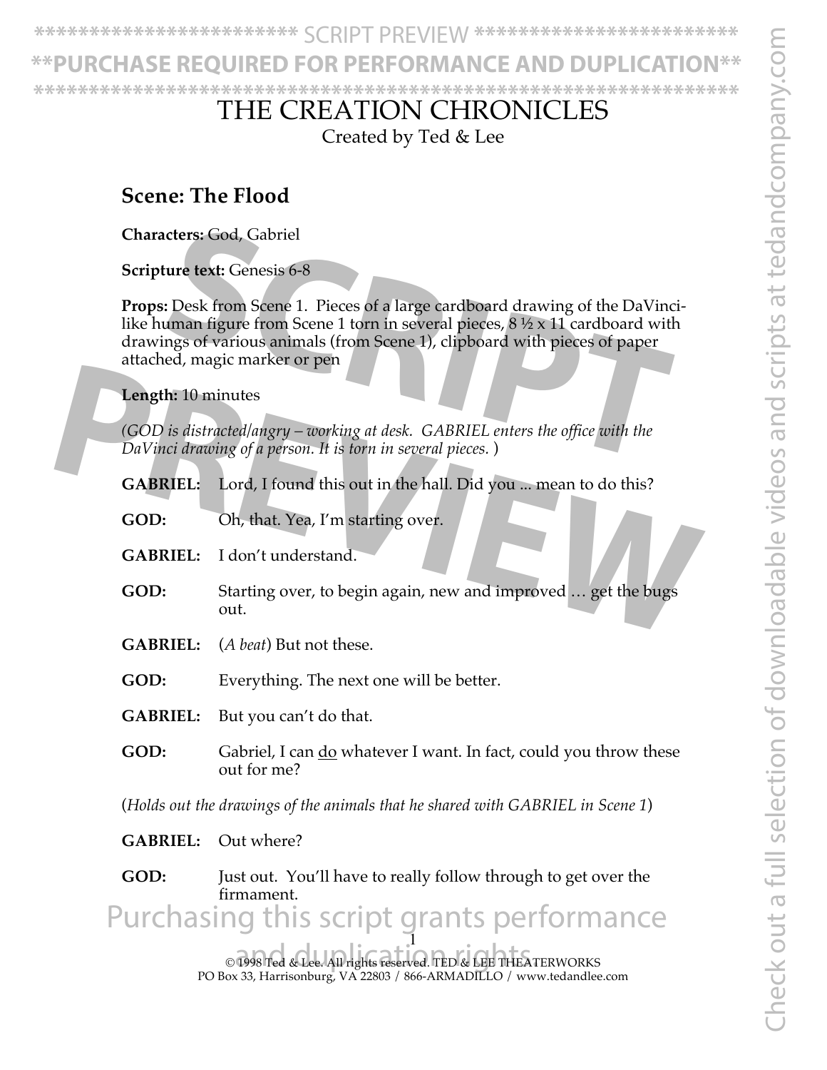# THE CREATION CHRONICLES

Created by Ted & Lee

## Scene: The Flood

**Characters:** God, Gabriel

**Scripture text:** Genesis 6-8

**Props:** Desk from Scene 1. Pieces of a large cardboard drawing of the DaVinci-like human figure from Scene 1 torn in several pieces, 8 ½ x 11 cardboard with drawings of various animals (from Scene 1), clipboard with pieces of paper attached, magic marker or pen

**Length:** 10 minutes

*(GOD is distracted/angry – working at desk. GABRIEL enters the office with the DaVinci drawing of a person. It is torn in several pieces.* )

**GABRIEL:** Lord, I found this out in the hall. Did you ... mean to do this?

**GOD:** Oh, that. Yea, I'm starting over.

**GABRIEL:** I don't understand.

**GOD:** Starting over, to begin again, new and improved … get the bugs out.

**GABRIEL:** (*A beat*) But not these.

**GOD:** Everything. The next one will be better.

**GABRIEL:** But you can't do that.

**GOD:** Gabriel, I can <u>do</u> whatever I want. In fact, could you throw these out for me?

(*Holds out the drawings of the animals that he shared with GABRIEL in Scene 1*)

**GABRIEL:** Out where?

**GOD:** Just out. You'll have to really follow through to get over the firmament.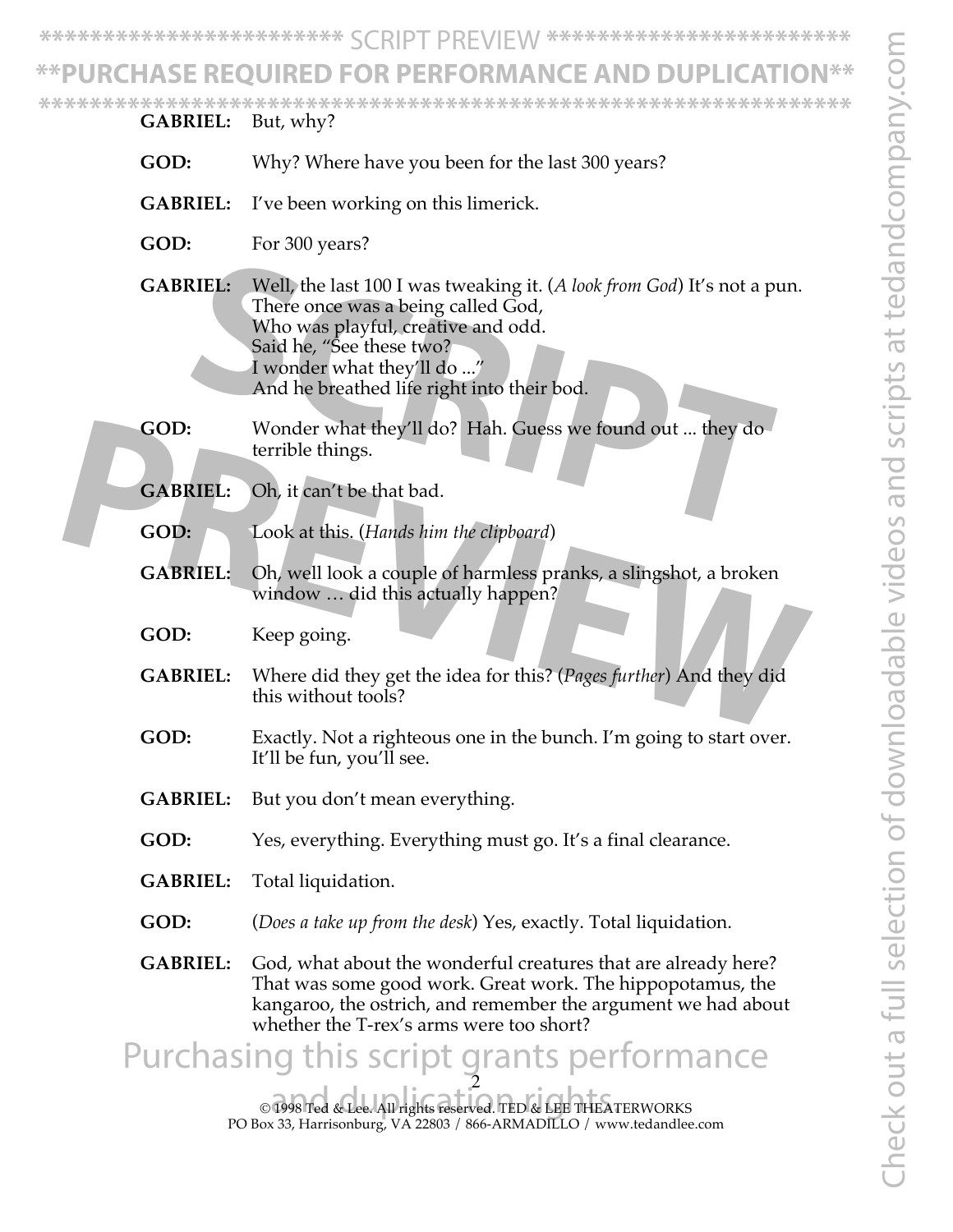**GABRIEL:** But, why?

**GOD:** Why? Where have you been for the last 300 years?

**GABRIEL:** I've been working on this limerick.

**GOD:** For 300 years?

**GABRIEL:** Well, the last 100 I was tweaking it. (*A look from God*) It's not a pun.
There once was a being called God,
Who was playful, creative and odd.
Said he, "See these two?
I wonder what they'll do ..."
And he breathed life right into their bod.

**GOD:** Wonder what they'll do? Hah. Guess we found out ... they do terrible things.

**GABRIEL:** Oh, it can't be that bad.

**GOD:** Look at this. (*Hands him the clipboard*)

**GABRIEL:** Oh, well look a couple of harmless pranks, a slingshot, a broken window … did this actually happen?

**GOD:** Keep going.

**GABRIEL:** Where did they get the idea for this? (*Pages further*) And they did this without tools?

**GOD:** Exactly. Not a righteous one in the bunch. I'm going to start over. It'll be fun, you'll see.

**GABRIEL:** But you don't mean everything.

**GOD:** Yes, everything. Everything must go. It's a final clearance.

**GABRIEL:** Total liquidation.

**GOD:** (*Does a take up from the desk*) Yes, exactly. Total liquidation.

**GABRIEL:** God, what about the wonderful creatures that are already here? That was some good work. Great work. The hippopotamus, the kangaroo, the ostrich, and remember the argument we had about whether the T-rex's arms were too short?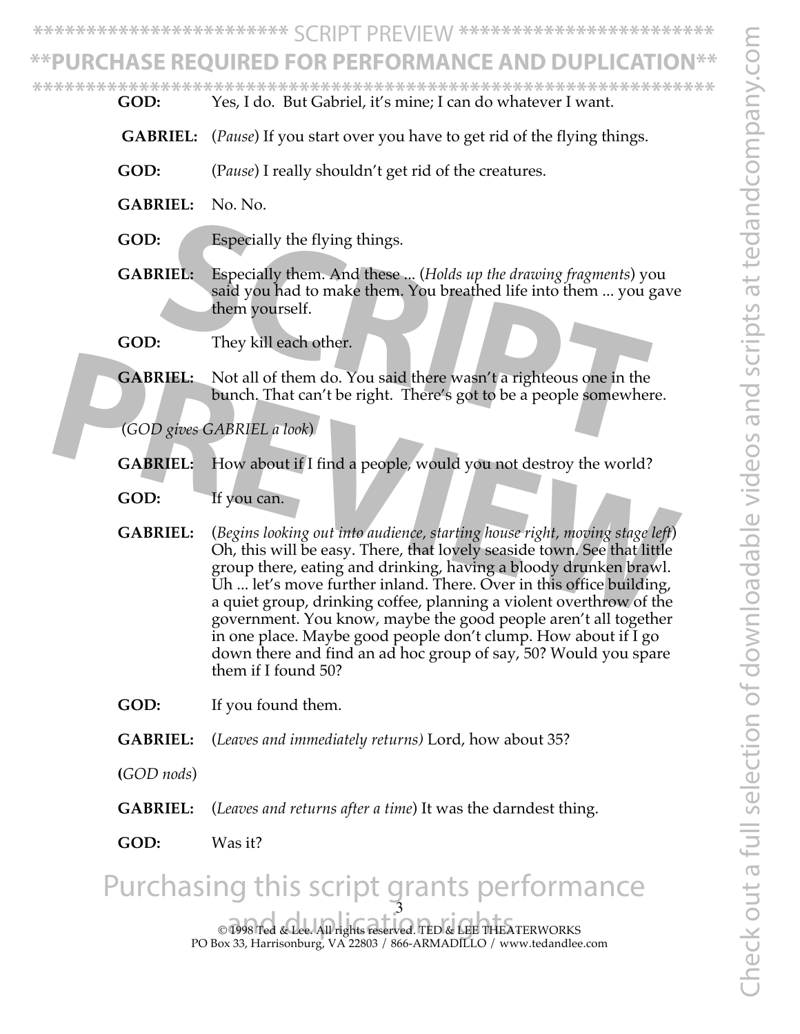**GOD:** Yes, I do. But Gabriel, it's mine; I can do whatever I want.

**GABRIEL:** (*Pause*) If you start over you have to get rid of the flying things.

**GOD:** (P*ause*) I really shouldn't get rid of the creatures.

**GABRIEL:** No. No.

**GOD:** Especially the flying things.

**GABRIEL:** Especially them. And these ... (*Holds up the drawing fragments*) you said you had to make them. You breathed life into them ... you gave them yourself.

**GOD:** They kill each other.

**GABRIEL:** Not all of them do. You said there wasn't a righteous one in the bunch. That can't be right. There's got to be a people somewhere.

(*GOD gives GABRIEL a look*)

**GABRIEL:** How about if I find a people, would you not destroy the world?

**GOD:** If you can.

**GABRIEL:** (*Begins looking out into audience, starting house right, moving stage left*) Oh, this will be easy. There, that lovely seaside town. See that little group there, eating and drinking, having a bloody drunken brawl. Uh ... let's move further inland. There. Over in this office building, a quiet group, drinking coffee, planning a violent overthrow of the government. You know, maybe the good people aren't all together in one place. Maybe good people don't clump. How about if I go down there and find an ad hoc group of say, 50? Would you spare them if I found 50?

**GOD:** If you found them.

**GABRIEL:** (*Leaves and immediately returns)* Lord, how about 35?

(*GOD nods*)

**GABRIEL:** (*Leaves and returns after a time*) It was the darndest thing.

**GOD:** Was it?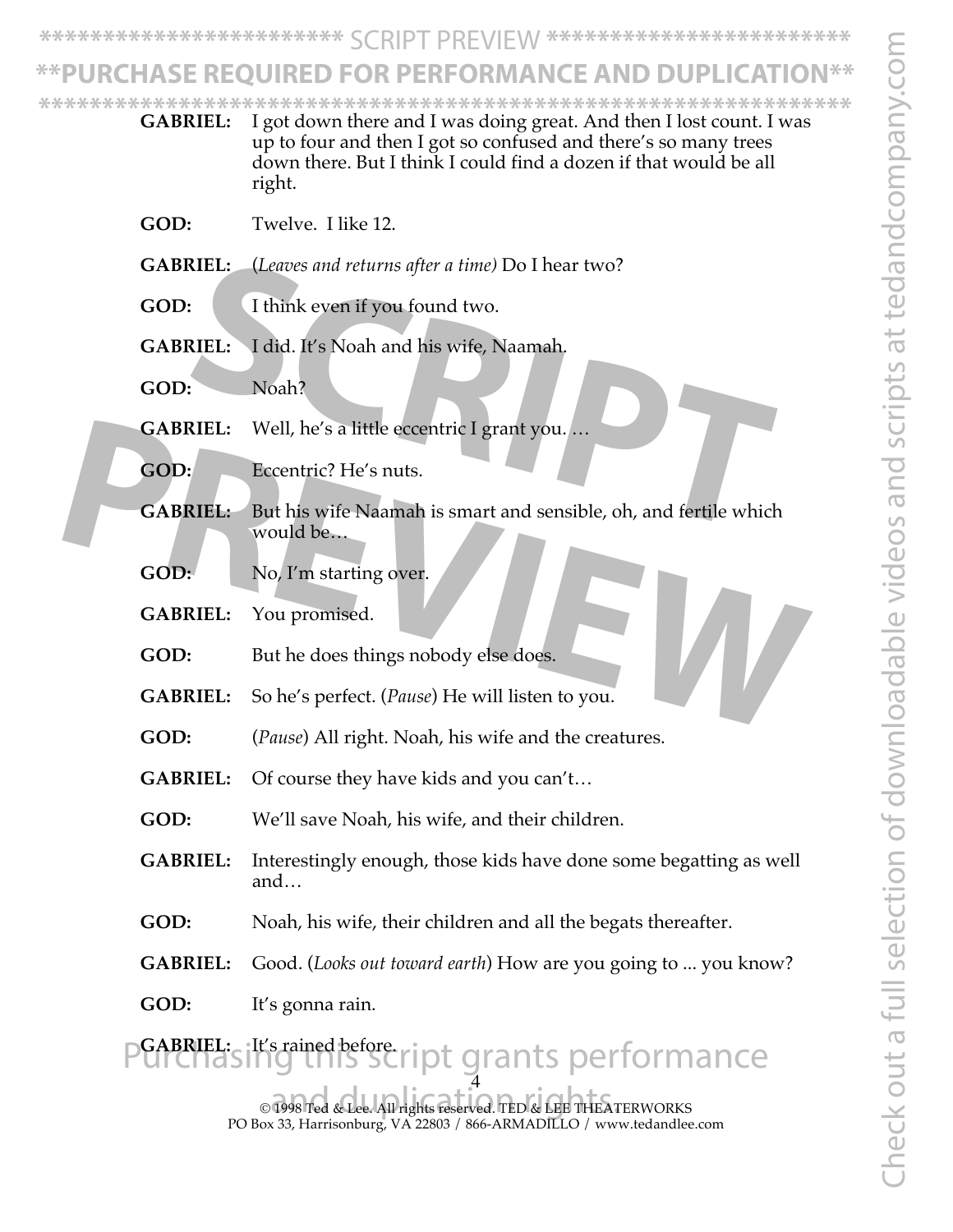**GABRIEL:** I got down there and I was doing great. And then I lost count. I was up to four and then I got so confused and there's so many trees down there. But I think I could find a dozen if that would be all right.

**GOD:** Twelve. I like 12.

**GABRIEL:** (*Leaves and returns after a time*) Do I hear two?

**GOD:** I think even if you found two.

**GABRIEL:** I did. It's Noah and his wife, Naamah.

**GOD:** Noah?

**GABRIEL:** Well, he's a little eccentric I grant you. …

**GOD:** Eccentric? He's nuts.

**GABRIEL:** But his wife Naamah is smart and sensible, oh, and fertile which would be…

**GOD:** No, I'm starting over.

**GABRIEL:** You promised.

**GOD:** But he does things nobody else does.

**GABRIEL:** So he's perfect. (*Pause*) He will listen to you.

**GOD:** (*Pause*) All right. Noah, his wife and the creatures.

**GABRIEL:** Of course they have kids and you can't…

**GOD:** We'll save Noah, his wife, and their children.

**GABRIEL:** Interestingly enough, those kids have done some begatting as well and…

**GOD:** Noah, his wife, their children and all the begats thereafter.

**GABRIEL:** Good. (*Looks out toward earth*) How are you going to ... you know?

**GOD:** It's gonna rain.

**GABRIEL:** It's rained before.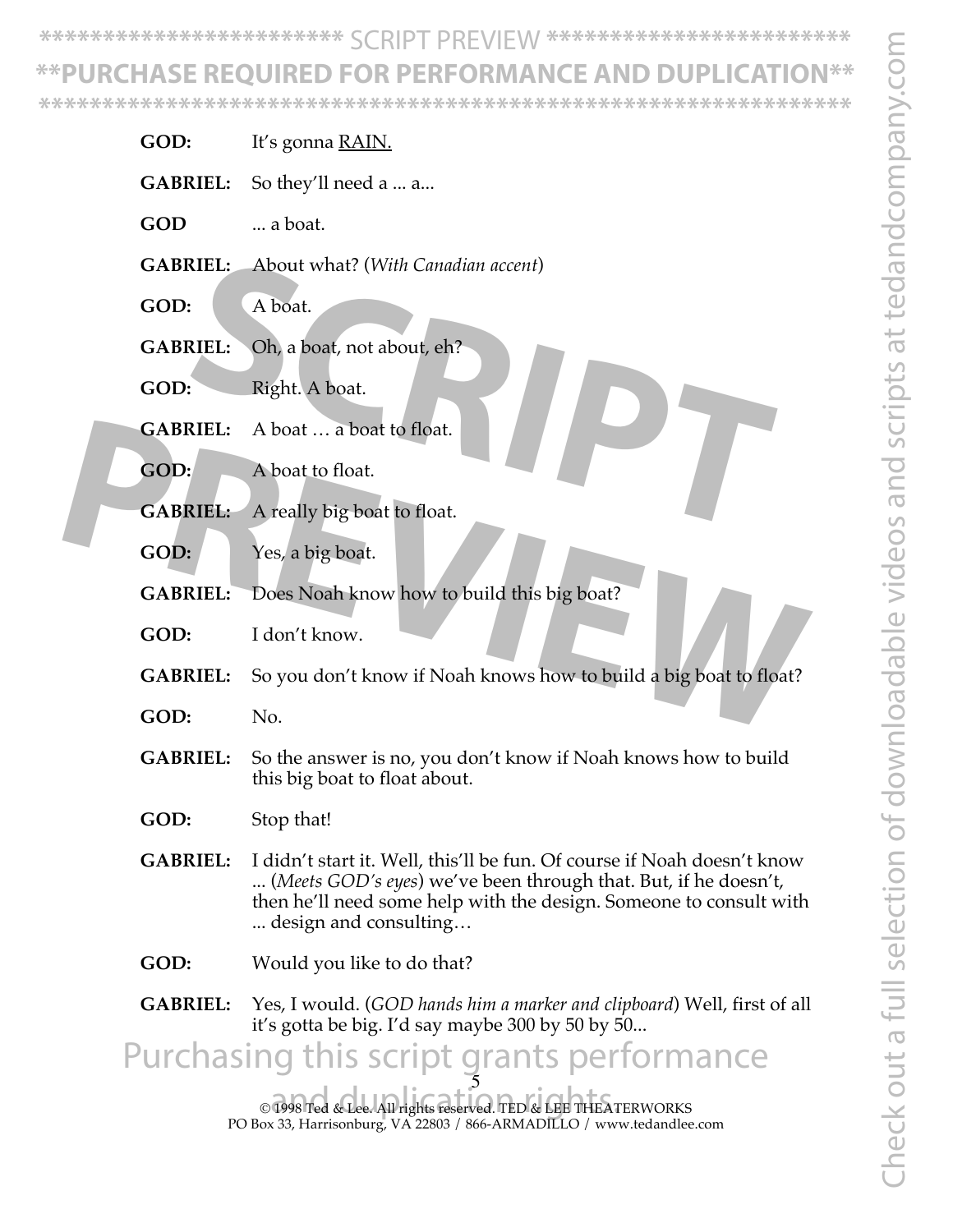**GOD:** It's gonna RAIN.

**GABRIEL:** So they'll need a ... a...

**GOD** ... a boat.

**GABRIEL:** About what? (*With Canadian accent*)

**GOD:** A boat.

**GABRIEL:** Oh, a boat, not about, eh?

**GOD:** Right. A boat.

**GABRIEL:** A boat … a boat to float.

**GOD:** A boat to float.

**GABRIEL:** A really big boat to float.

**GOD:** Yes, a big boat.

**GABRIEL:** Does Noah know how to build this big boat?

**GOD:** I don't know.

**GABRIEL:** So you don't know if Noah knows how to build a big boat to float?

**GOD:** No.

**GABRIEL:** So the answer is no, you don't know if Noah knows how to build this big boat to float about.

**GOD:** Stop that!

**GABRIEL:** I didn't start it. Well, this'll be fun. Of course if Noah doesn't know ... (*Meets GOD's eyes*) we've been through that. But, if he doesn't, then he'll need some help with the design. Someone to consult with ... design and consulting…

**GOD:** Would you like to do that?

**GABRIEL:** Yes, I would. (*GOD hands him a marker and clipboard*) Well, first of all it's gotta be big. I'd say maybe 300 by 50 by 50...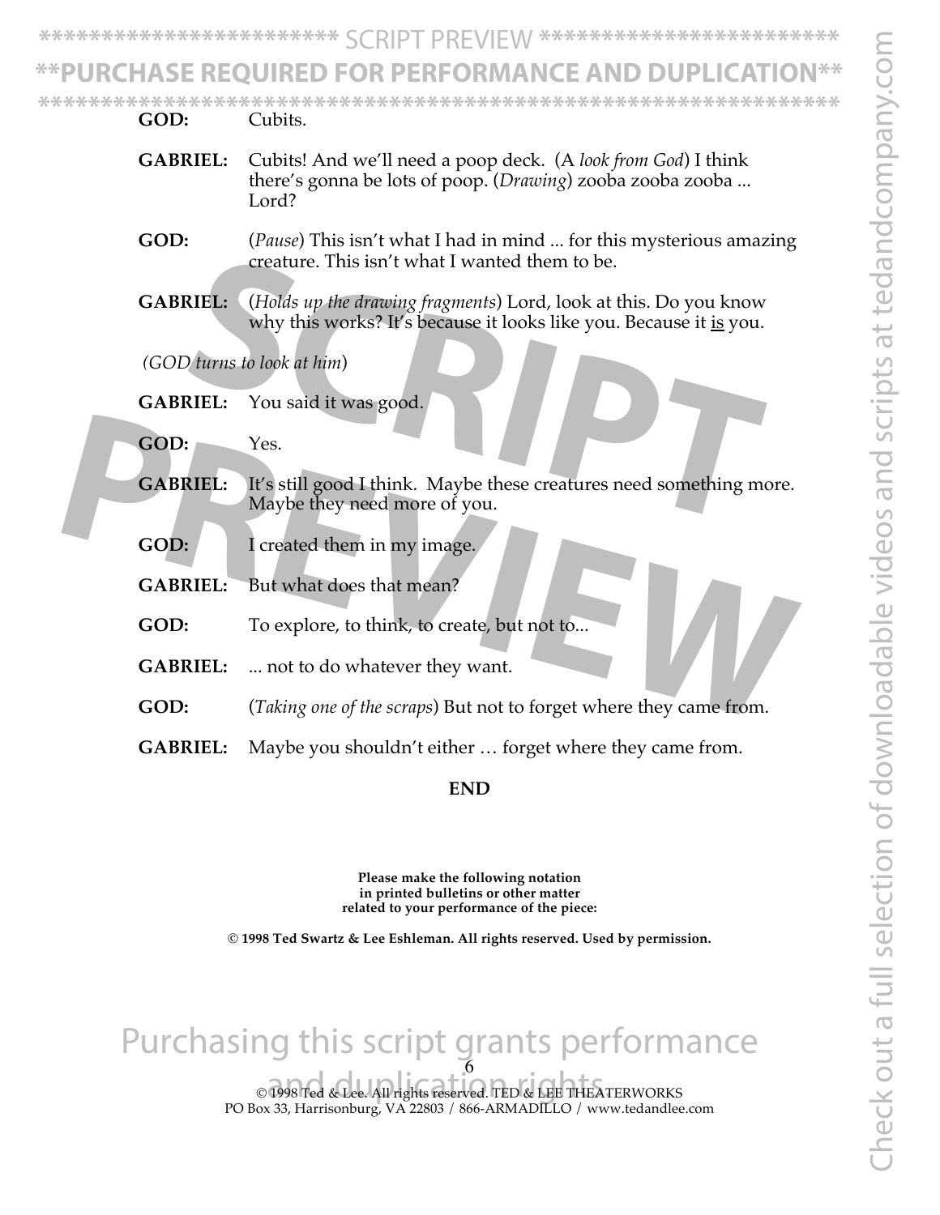**GOD:** Cubits.

**GABRIEL:** Cubits! And we'll need a poop deck. (A *look from God*) I think there's gonna be lots of poop. (*Drawing*) zooba zooba zooba ... Lord?

**GOD:** (*Pause*) This isn't what I had in mind ... for this mysterious amazing creature. This isn't what I wanted them to be.

**GABRIEL:** (*Holds up the drawing fragments*) Lord, look at this. Do you know why this works? It's because it looks like you. Because it is you.

(*GOD turns to look at him*)

**GABRIEL:** You said it was good.

**GOD:** Yes.

**GABRIEL:** It's still good I think. Maybe these creatures need something more. Maybe they need more of you.

**GOD:** I created them in my image.

**GABRIEL:** But what does that mean?

**GOD:** To explore, to think, to create, but not to...

**GABRIEL:** ... not to do whatever they want.

**GOD:** (*Taking one of the scraps*) But not to forget where they came from.

**GABRIEL:** Maybe you shouldn't either … forget where they came from.

**END**

**Please make the following notation in printed bulletins or other matter related to your performance of the piece:**

**© 1998 Ted Swartz & Lee Eshleman. All rights reserved. Used by permission.**